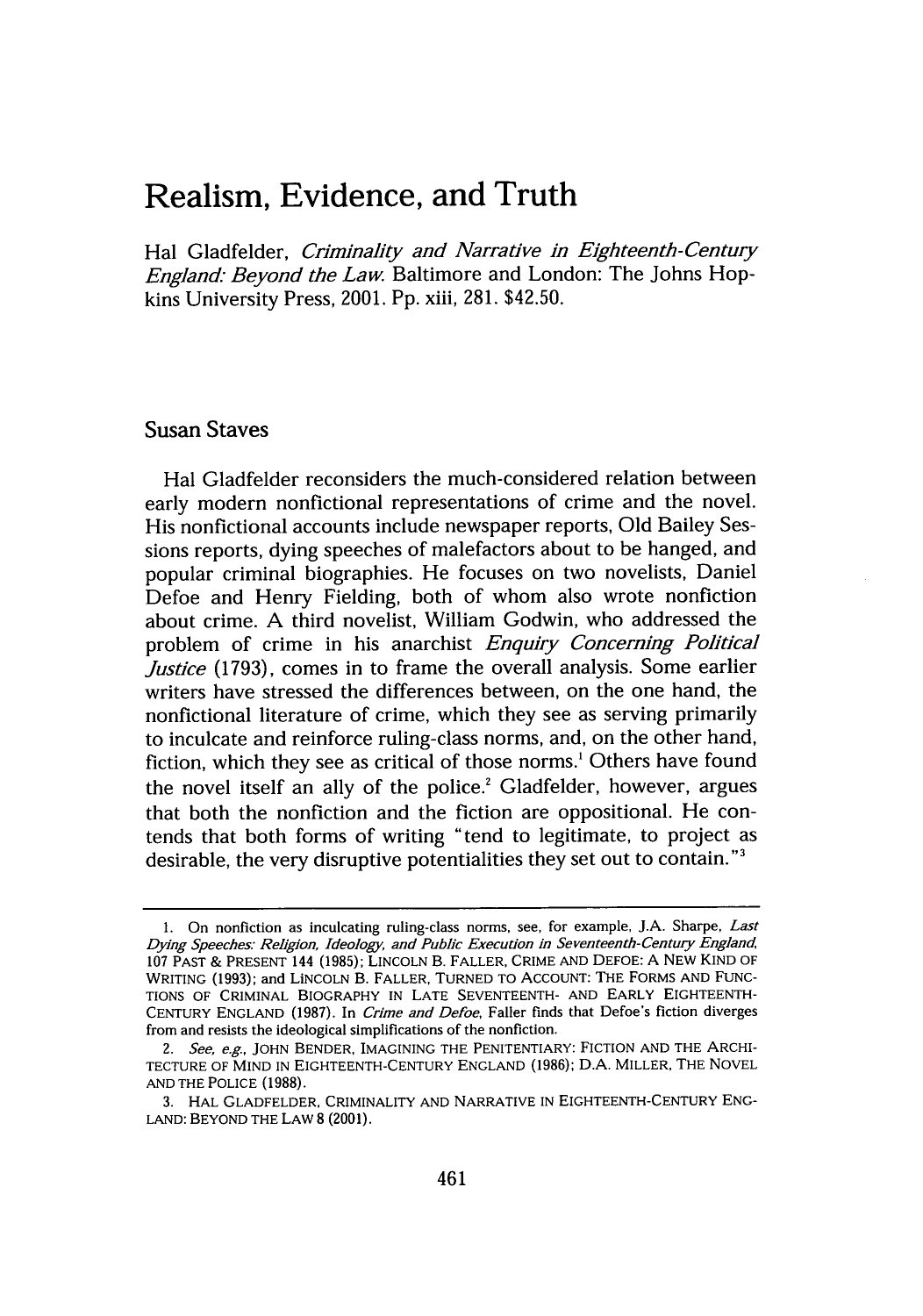# Realism, Evidence, and Truth

Hal Gladfelder, *Criminality and Narrative in Eighteenth-Century England: Beyond the Law.* Baltimore and London: The Johns Hopkins University Press, 2001. Pp. xiii, 281. $42.50.

## Susan Staves

Hal Gladfelder reconsiders the much-considered relation between early modern nonfictional representations of crime and the novel. His nonfictional accounts include newspaper reports, Old Bailey Sessions reports, dying speeches of malefactors about to be hanged, and popular criminal biographies. He focuses on two novelists, Daniel Defoe and Henry Fielding, both of whom also wrote nonfiction about crime. A third novelist, William Godwin, who addressed the problem of crime in his anarchist *Enquiry Concerning Political Justice* (1793), comes in to frame the overall analysis. Some earlier writers have stressed the differences between, on the one hand, the nonfictional literature of crime, which they see as serving primarily to inculcate and reinforce ruling-class norms, and, on the other hand, fiction, which they see as critical of those norms.[1] Others have found the novel itself an ally of the police.[2] Gladfelder, however, argues that both the nonfiction and the fiction are oppositional. He contends that both forms of writing "tend to legitimate, to project as desirable, the very disruptive potentialities they set out to contain."[3]

---

1. On nonfiction as inculcating ruling-class norms, see, for example, J.A. Sharpe, *Last Dying Speeches: Religion, Ideology, and Public Execution in Seventeenth-Century England*, 107 PAST & PRESENT 144 (1985); LINCOLN B. FALLER, CRIME AND DEFOE: A NEW KIND OF WRITING (1993); and LINCOLN B. FALLER, TURNED TO ACCOUNT: THE FORMS AND FUNCTIONS OF CRIMINAL BIOGRAPHY IN LATE SEVENTEENTH- AND EARLY EIGHTEENTH-CENTURY ENGLAND (1987). In *Crime and Defoe*, Faller finds that Defoe's fiction diverges from and resists the ideological simplifications of the nonfiction.

2. *See, e.g.*, JOHN BENDER, IMAGINING THE PENITENTIARY: FICTION AND THE ARCHITECTURE OF MIND IN EIGHTEENTH-CENTURY ENGLAND (1986); D.A. MILLER, THE NOVEL AND THE POLICE (1988).

3. HAL GLADFELDER, CRIMINALITY AND NARRATIVE IN EIGHTEENTH-CENTURY ENGLAND: BEYOND THE LAW 8 (2001).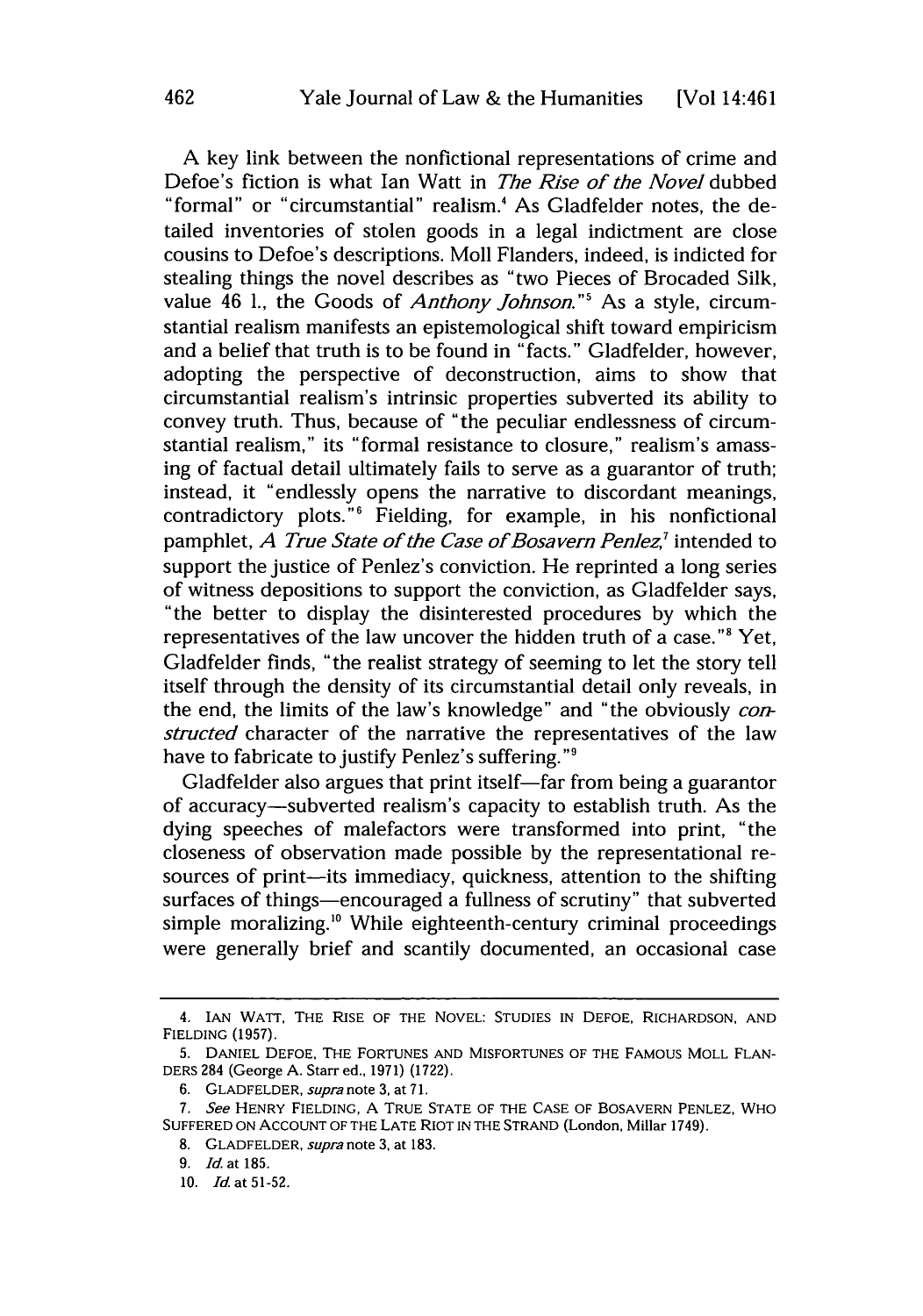A key link between the nonfictional representations of crime and Defoe's fiction is what Ian Watt in *The Rise of the Novel* dubbed "formal" or "circumstantial" realism.[4] As Gladfelder notes, the detailed inventories of stolen goods in a legal indictment are close cousins to Defoe's descriptions. Moll Flanders, indeed, is indicted for stealing things the novel describes as "two Pieces of Brocaded Silk, value 46 l., the Goods of *Anthony Johnson*."[5] As a style, circumstantial realism manifests an epistemological shift toward empiricism and a belief that truth is to be found in "facts." Gladfelder, however, adopting the perspective of deconstruction, aims to show that circumstantial realism's intrinsic properties subverted its ability to convey truth. Thus, because of "the peculiar endlessness of circumstantial realism," its "formal resistance to closure," realism's amassing of factual detail ultimately fails to serve as a guarantor of truth; instead, it "endlessly opens the narrative to discordant meanings, contradictory plots."[6] Fielding, for example, in his nonfictional pamphlet, *A True State of the Case of Bosavern Penlez*,[7] intended to support the justice of Penlez's conviction. He reprinted a long series of witness depositions to support the conviction, as Gladfelder says, "the better to display the disinterested procedures by which the representatives of the law uncover the hidden truth of a case."[8] Yet, Gladfelder finds, "the realist strategy of seeming to let the story tell itself through the density of its circumstantial detail only reveals, in the end, the limits of the law's knowledge" and "the obviously *constructed* character of the narrative the representatives of the law have to fabricate to justify Penlez's suffering."[9]

Gladfelder also argues that print itself—far from being a guarantor of accuracy—subverted realism's capacity to establish truth. As the dying speeches of malefactors were transformed into print, "the closeness of observation made possible by the representational resources of print—its immediacy, quickness, attention to the shifting surfaces of things—encouraged a fullness of scrutiny" that subverted simple moralizing.[10] While eighteenth-century criminal proceedings were generally brief and scantily documented, an occasional case

---

4. IAN WATT, THE RISE OF THE NOVEL: STUDIES IN DEFOE, RICHARDSON, AND FIELDING (1957).

5. DANIEL DEFOE, THE FORTUNES AND MISFORTUNES OF THE FAMOUS MOLL FLANDERS 284 (George A. Starr ed., 1971) (1722).

6. GLADFELDER, *supra* note 3, at 71.

7. *See* HENRY FIELDING, A TRUE STATE OF THE CASE OF BOSAVERN PENLEZ, WHO SUFFERED ON ACCOUNT OF THE LATE RIOT IN THE STRAND (London, Millar 1749).

8. GLADFELDER, *supra* note 3, at 183.

9. *Id.* at 185.

10. *Id.* at 51-52.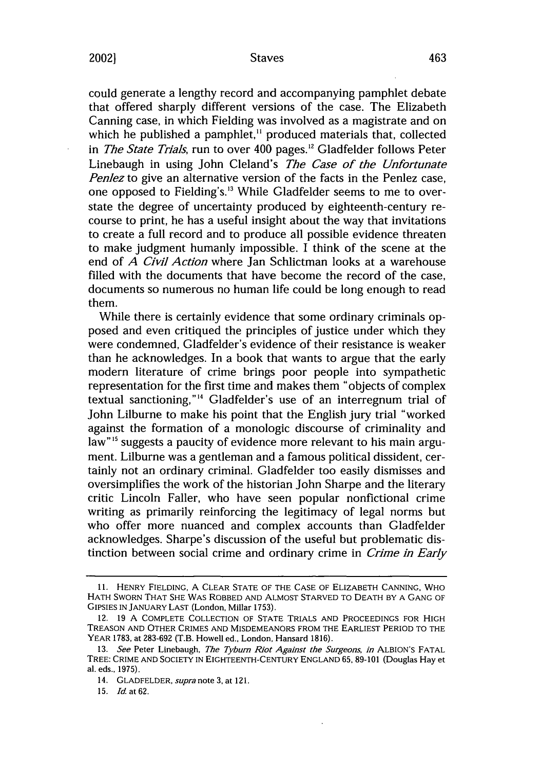could generate a lengthy record and accompanying pamphlet debate that offered sharply different versions of the case. The Elizabeth Canning case, in which Fielding was involved as a magistrate and on which he published a pamphlet,[11] produced materials that, collected in *The State Trials*, run to over 400 pages.[12] Gladfelder follows Peter Linebaugh in using John Cleland's *The Case of the Unfortunate Penlez* to give an alternative version of the facts in the Penlez case, one opposed to Fielding's.[13] While Gladfelder seems to me to overstate the degree of uncertainty produced by eighteenth-century recourse to print, he has a useful insight about the way that invitations to create a full record and to produce all possible evidence threaten to make judgment humanly impossible. I think of the scene at the end of *A Civil Action* where Jan Schlictman looks at a warehouse filled with the documents that have become the record of the case, documents so numerous no human life could be long enough to read them.

While there is certainly evidence that some ordinary criminals opposed and even critiqued the principles of justice under which they were condemned, Gladfelder's evidence of their resistance is weaker than he acknowledges. In a book that wants to argue that the early modern literature of crime brings poor people into sympathetic representation for the first time and makes them "objects of complex textual sanctioning,"[14] Gladfelder's use of an interregnum trial of John Lilburne to make his point that the English jury trial "worked against the formation of a monologic discourse of criminality and law"[15] suggests a paucity of evidence more relevant to his main argument. Lilburne was a gentleman and a famous political dissident, certainly not an ordinary criminal. Gladfelder too easily dismisses and oversimplifies the work of the historian John Sharpe and the literary critic Lincoln Faller, who have seen popular nonfictional crime writing as primarily reinforcing the legitimacy of legal norms but who offer more nuanced and complex accounts than Gladfelder acknowledges. Sharpe's discussion of the useful but problematic distinction between social crime and ordinary crime in *Crime in Early*

---

11. HENRY FIELDING, A CLEAR STATE OF THE CASE OF ELIZABETH CANNING, WHO HATH SWORN THAT SHE WAS ROBBED AND ALMOST STARVED TO DEATH BY A GANG OF GIPSIES IN JANUARY LAST (London, Millar 1753).

12. 19 A COMPLETE COLLECTION OF STATE TRIALS AND PROCEEDINGS FOR HIGH TREASON AND OTHER CRIMES AND MISDEMEANORS FROM THE EARLIEST PERIOD TO THE YEAR 1783, at 283-692 (T.B. Howell ed., London, Hansard 1816).

13. *See* Peter Linebaugh, *The Tyburn Riot Against the Surgeons*, *in* ALBION'S FATAL TREE: CRIME AND SOCIETY IN EIGHTEENTH-CENTURY ENGLAND 65, 89-101 (Douglas Hay et al. eds., 1975).

14. GLADFELDER, *supra* note 3, at 121.

15. *Id.* at 62.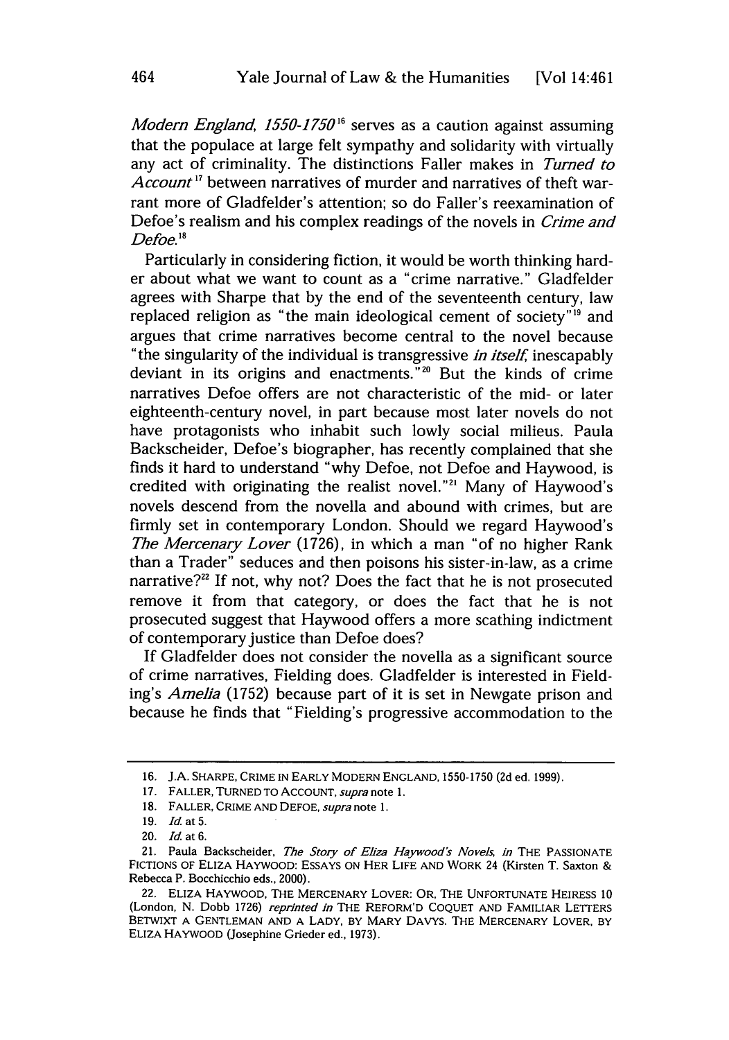*Modern England, 1550-1750*[16] serves as a caution against assuming that the populace at large felt sympathy and solidarity with virtually any act of criminality. The distinctions Faller makes in *Turned to Account*[17] between narratives of murder and narratives of theft warrant more of Gladfelder's attention; so do Faller's reexamination of Defoe's realism and his complex readings of the novels in *Crime and Defoe*.[18]

Particularly in considering fiction, it would be worth thinking harder about what we want to count as a "crime narrative." Gladfelder agrees with Sharpe that by the end of the seventeenth century, law replaced religion as "the main ideological cement of society"[19] and argues that crime narratives become central to the novel because "the singularity of the individual is transgressive *in itself*, inescapably deviant in its origins and enactments."[20] But the kinds of crime narratives Defoe offers are not characteristic of the mid- or later eighteenth-century novel, in part because most later novels do not have protagonists who inhabit such lowly social milieus. Paula Backscheider, Defoe's biographer, has recently complained that she finds it hard to understand "why Defoe, not Defoe and Haywood, is credited with originating the realist novel."[21] Many of Haywood's novels descend from the novella and abound with crimes, but are firmly set in contemporary London. Should we regard Haywood's *The Mercenary Lover* (1726), in which a man "of no higher Rank than a Trader" seduces and then poisons his sister-in-law, as a crime narrative?[22] If not, why not? Does the fact that he is not prosecuted remove it from that category, or does the fact that he is not prosecuted suggest that Haywood offers a more scathing indictment of contemporary justice than Defoe does?

If Gladfelder does not consider the novella as a significant source of crime narratives, Fielding does. Gladfelder is interested in Fielding's *Amelia* (1752) because part of it is set in Newgate prison and because he finds that "Fielding's progressive accommodation to the

---

16. J.A. SHARPE, CRIME IN EARLY MODERN ENGLAND, 1550-1750 (2d ed. 1999).

17. FALLER, TURNED TO ACCOUNT, *supra* note 1.

18. FALLER, CRIME AND DEFOE, *supra* note 1.

19. *Id.* at 5.

20. *Id.* at 6.

21. Paula Backscheider, *The Story of Eliza Haywood's Novels*, *in* THE PASSIONATE FICTIONS OF ELIZA HAYWOOD: ESSAYS ON HER LIFE AND WORK 24 (Kirsten T. Saxton & Rebecca P. Bocchicchio eds., 2000).

22. ELIZA HAYWOOD, THE MERCENARY LOVER: OR, THE UNFORTUNATE HEIRESS 10 (London, N. Dobb 1726) *reprinted in* THE REFORM'D COQUET AND FAMILIAR LETTERS BETWIXT A GENTLEMAN AND A LADY, BY MARY DAVYS. THE MERCENARY LOVER, BY ELIZA HAYWOOD (Josephine Grieder ed., 1973).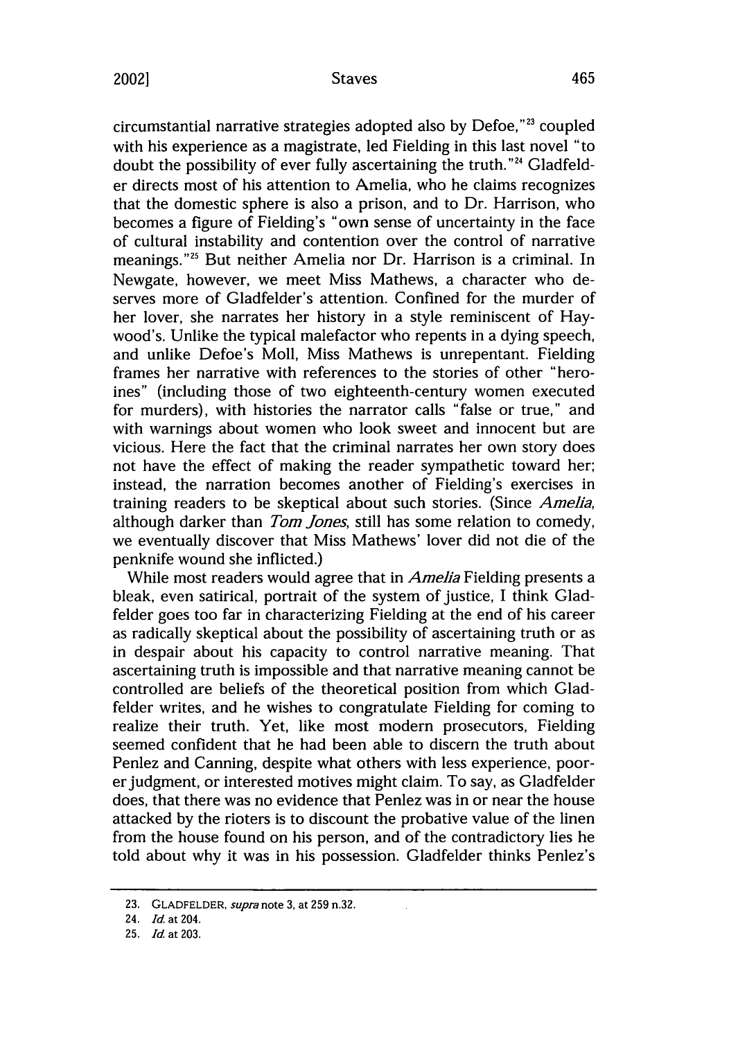circumstantial narrative strategies adopted also by Defoe,"[23] coupled with his experience as a magistrate, led Fielding in this last novel "to doubt the possibility of ever fully ascertaining the truth."[24] Gladfelder directs most of his attention to Amelia, who he claims recognizes that the domestic sphere is also a prison, and to Dr. Harrison, who becomes a figure of Fielding's "own sense of uncertainty in the face of cultural instability and contention over the control of narrative meanings."[25] But neither Amelia nor Dr. Harrison is a criminal. In Newgate, however, we meet Miss Mathews, a character who deserves more of Gladfelder's attention. Confined for the murder of her lover, she narrates her history in a style reminiscent of Haywood's. Unlike the typical malefactor who repents in a dying speech, and unlike Defoe's Moll, Miss Mathews is unrepentant. Fielding frames her narrative with references to the stories of other "heroines" (including those of two eighteenth-century women executed for murders), with histories the narrator calls "false or true," and with warnings about women who look sweet and innocent but are vicious. Here the fact that the criminal narrates her own story does not have the effect of making the reader sympathetic toward her; instead, the narration becomes another of Fielding's exercises in training readers to be skeptical about such stories. (Since *Amelia*, although darker than *Tom Jones*, still has some relation to comedy, we eventually discover that Miss Mathews' lover did not die of the penknife wound she inflicted.)

While most readers would agree that in *Amelia* Fielding presents a bleak, even satirical, portrait of the system of justice, I think Gladfelder goes too far in characterizing Fielding at the end of his career as radically skeptical about the possibility of ascertaining truth or as in despair about his capacity to control narrative meaning. That ascertaining truth is impossible and that narrative meaning cannot be controlled are beliefs of the theoretical position from which Gladfelder writes, and he wishes to congratulate Fielding for coming to realize their truth. Yet, like most modern prosecutors, Fielding seemed confident that he had been able to discern the truth about Penlez and Canning, despite what others with less experience, poorer judgment, or interested motives might claim. To say, as Gladfelder does, that there was no evidence that Penlez was in or near the house attacked by the rioters is to discount the probative value of the linen from the house found on his person, and of the contradictory lies he told about why it was in his possession. Gladfelder thinks Penlez's

---

23. GLADFELDER, *supra* note 3, at 259 n.32.

24. *Id.* at 204.

25. *Id.* at 203.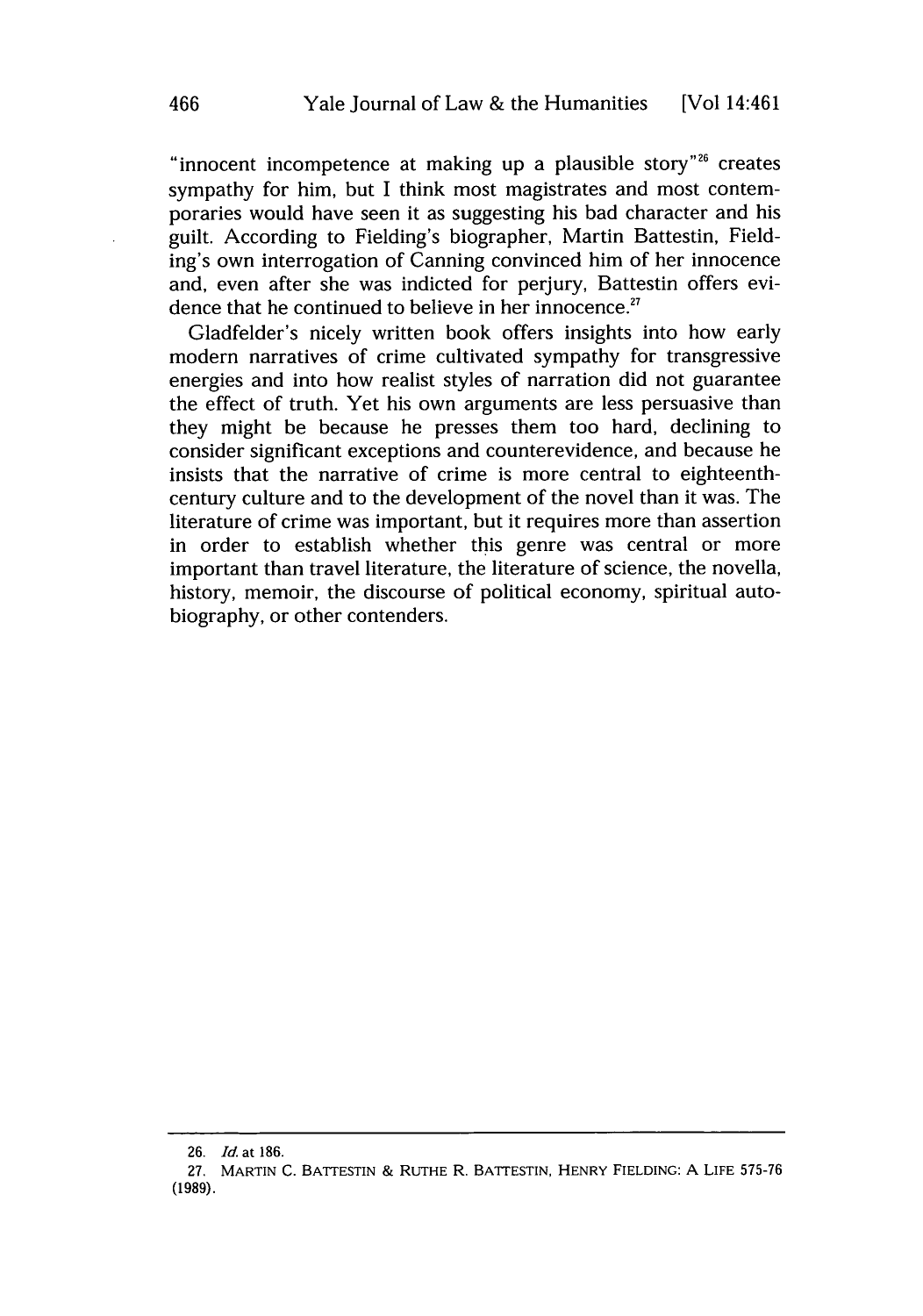"innocent incompetence at making up a plausible story"[26] creates sympathy for him, but I think most magistrates and most contemporaries would have seen it as suggesting his bad character and his guilt. According to Fielding's biographer, Martin Battestin, Fielding's own interrogation of Canning convinced him of her innocence and, even after she was indicted for perjury, Battestin offers evidence that he continued to believe in her innocence.[27]

Gladfelder's nicely written book offers insights into how early modern narratives of crime cultivated sympathy for transgressive energies and into how realist styles of narration did not guarantee the effect of truth. Yet his own arguments are less persuasive than they might be because he presses them too hard, declining to consider significant exceptions and counterevidence, and because he insists that the narrative of crime is more central to eighteenth-century culture and to the development of the novel than it was. The literature of crime was important, but it requires more than assertion in order to establish whether this genre was central or more important than travel literature, the literature of science, the novella, history, memoir, the discourse of political economy, spiritual autobiography, or other contenders.

---

26. *Id.* at 186.

27. MARTIN C. BATTESTIN & RUTHE R. BATTESTIN, HENRY FIELDING: A LIFE 575-76 (1989).